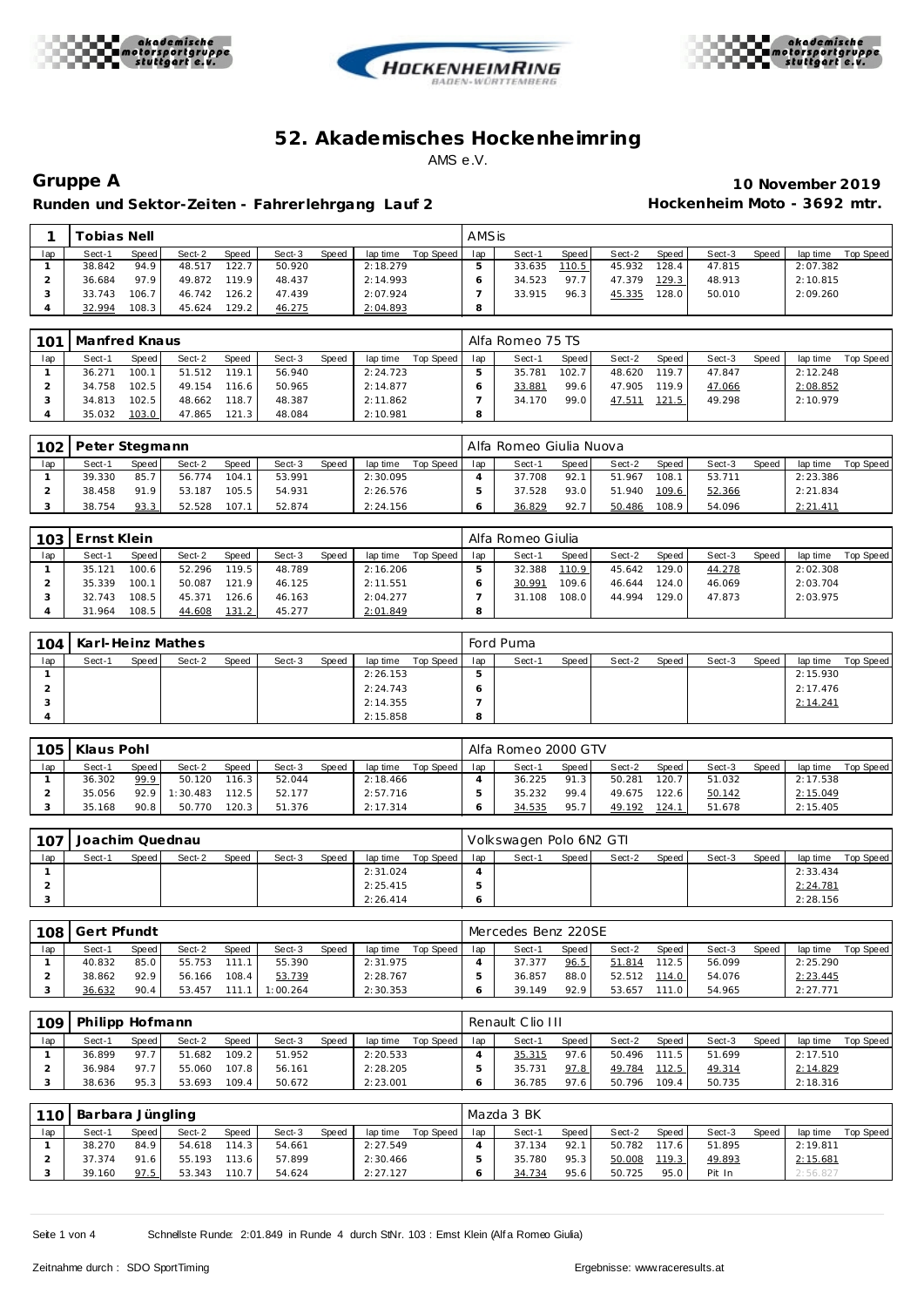# 52. Akademisches Hockenheimring

AMS e.V.

## Gruppe A

**10 November 2019**

**Runden und Sektor-Zeiten - Fahrerlehrgang Lauf 2**

**Hockenheim Moto - 3692 mtr.**

| 1 | Tobias Nell | | | | | | | | AMSis | | | | | | | | |
|---|---|---|---|---|---|---|---|---|---|---|---|---|---|---|---|---|---|
| lap | Sect-1 | Speed | Sect-2 | Speed | Sect-3 | Speed | lap time | Top Speed | lap | Sect-1 | Speed | Sect-2 | Speed | Sect-3 | Speed | lap time | Top Speed |
| 1 | 38.842 | 94.9 | 48.517 | 122.7 | 50.920 | | 2:18.279 | | 5 | 33.635 | 110.5 | 45.932 | 128.4 | 47.815 | | 2:07.382 | |
| 2 | 36.684 | 97.9 | 49.872 | 119.9 | 48.437 | | 2:14.993 | | 6 | 34.523 | 97.7 | 47.379 | 129.3 | 48.913 | | 2:10.815 | |
| 3 | 33.743 | 106.7 | 46.742 | 126.2 | 47.439 | | 2:07.924 | | 7 | 33.915 | 96.3 | 45.335 | 128.0 | 50.010 | | 2:09.260 | |
| 4 | 32.994 | 108.3 | 45.624 | 129.2 | 46.275 | | 2:04.893 | | 8 | | | | | | | | |

| 101 | Manfred Knaus | | | | | | | | Alfa Romeo 75 TS | | | | | | | | |
|---|---|---|---|---|---|---|---|---|---|---|---|---|---|---|---|---|---|
| lap | Sect-1 | Speed | Sect-2 | Speed | Sect-3 | Speed | lap time | Top Speed | lap | Sect-1 | Speed | Sect-2 | Speed | Sect-3 | Speed | lap time | Top Speed |
| 1 | 36.271 | 100.1 | 51.512 | 119.1 | 56.940 | | 2:24.723 | | 5 | 35.781 | 102.7 | 48.620 | 119.7 | 47.847 | | 2:12.248 | |
| 2 | 34.758 | 102.5 | 49.154 | 116.6 | 50.965 | | 2:14.877 | | 6 | 33.881 | 99.6 | 47.905 | 119.9 | 47.066 | | 2:08.852 | |
| 3 | 34.813 | 102.5 | 48.662 | 118.7 | 48.387 | | 2:11.862 | | 7 | 34.170 | 99.0 | 47.511 | 121.5 | 49.298 | | 2:10.979 | |
| 4 | 35.032 | 103.0 | 47.865 | 121.3 | 48.084 | | 2:10.981 | | 8 | | | | | | | | |

| 102 | Peter Stegmann | | | | | | | | Alfa Romeo Giulia Nuova | | | | | | | | |
|---|---|---|---|---|---|---|---|---|---|---|---|---|---|---|---|---|---|
| lap | Sect-1 | Speed | Sect-2 | Speed | Sect-3 | Speed | lap time | Top Speed | lap | Sect-1 | Speed | Sect-2 | Speed | Sect-3 | Speed | lap time | Top Speed |
| 1 | 39.330 | 85.7 | 56.774 | 104.1 | 53.991 | | 2:30.095 | | 4 | 37.708 | 92.1 | 51.967 | 108.1 | 53.711 | | 2:23.386 | |
| 2 | 38.458 | 91.9 | 53.187 | 105.5 | 54.931 | | 2:26.576 | | 5 | 37.528 | 93.0 | 51.940 | 109.6 | 52.366 | | 2:21.834 | |
| 3 | 38.754 | 93.3 | 52.528 | 107.1 | 52.874 | | 2:24.156 | | 6 | 36.829 | 92.7 | 50.486 | 108.9 | 54.096 | | 2:21.411 | |

| 103 | Ernst Klein | | | | | | | | Alfa Romeo Giulia | | | | | | | | |
|---|---|---|---|---|---|---|---|---|---|---|---|---|---|---|---|---|---|
| lap | Sect-1 | Speed | Sect-2 | Speed | Sect-3 | Speed | lap time | Top Speed | lap | Sect-1 | Speed | Sect-2 | Speed | Sect-3 | Speed | lap time | Top Speed |
| 1 | 35.121 | 100.6 | 52.296 | 119.5 | 48.789 | | 2:16.206 | | 5 | 32.388 | 110.9 | 45.642 | 129.0 | 44.278 | | 2:02.308 | |
| 2 | 35.339 | 100.1 | 50.087 | 121.9 | 46.125 | | 2:11.551 | | 6 | 30.991 | 109.6 | 46.644 | 124.0 | 46.069 | | 2:03.704 | |
| 3 | 32.743 | 108.5 | 45.371 | 126.6 | 46.163 | | 2:04.277 | | 7 | 31.108 | 108.0 | 44.994 | 129.0 | 47.873 | | 2:03.975 | |
| 4 | 31.964 | 108.5 | 44.608 | 131.2 | 45.277 | | 2:01.849 | | 8 | | | | | | | | |

| 104 | Karl-Heinz Mathes | | | | | | | | Ford Puma | | | | | | | | |
|---|---|---|---|---|---|---|---|---|---|---|---|---|---|---|---|---|---|
| lap | Sect-1 | Speed | Sect-2 | Speed | Sect-3 | Speed | lap time | Top Speed | lap | Sect-1 | Speed | Sect-2 | Speed | Sect-3 | Speed | lap time | Top Speed |
| 1 | | | | | | | 2:26.153 | | 5 | | | | | | | 2:15.930 | |
| 2 | | | | | | | 2:24.743 | | 6 | | | | | | | 2:17.476 | |
| 3 | | | | | | | 2:14.355 | | 7 | | | | | | | 2:14.241 | |
| 4 | | | | | | | 2:15.858 | | 8 | | | | | | | | |

| 105 | Klaus Pohl | | | | | | | | Alfa Romeo 2000 GTV | | | | | | | | |
|---|---|---|---|---|---|---|---|---|---|---|---|---|---|---|---|---|---|
| lap | Sect-1 | Speed | Sect-2 | Speed | Sect-3 | Speed | lap time | Top Speed | lap | Sect-1 | Speed | Sect-2 | Speed | Sect-3 | Speed | lap time | Top Speed |
| 1 | 36.302 | 99.9 | 50.120 | 116.3 | 52.044 | | 2:18.466 | | 4 | 36.225 | 91.3 | 50.281 | 120.7 | 51.032 | | 2:17.538 | |
| 2 | 35.056 | 92.9 | 1:30.483 | 112.5 | 52.177 | | 2:57.716 | | 5 | 35.232 | 99.4 | 49.675 | 122.6 | 50.142 | | 2:15.049 | |
| 3 | 35.168 | 90.8 | 50.770 | 120.3 | 51.376 | | 2:17.314 | | 6 | 34.535 | 95.7 | 49.192 | 124.1 | 51.678 | | 2:15.405 | |

| 107 | Joachim Quednau | | | | | | | | Volkswagen Polo 6N2 GTI | | | | | | | | |
|---|---|---|---|---|---|---|---|---|---|---|---|---|---|---|---|---|---|
| lap | Sect-1 | Speed | Sect-2 | Speed | Sect-3 | Speed | lap time | Top Speed | lap | Sect-1 | Speed | Sect-2 | Speed | Sect-3 | Speed | lap time | Top Speed |
| 1 | | | | | | | 2:31.024 | | 4 | | | | | | | 2:33.434 | |
| 2 | | | | | | | 2:25.415 | | 5 | | | | | | | 2:24.781 | |
| 3 | | | | | | | 2:26.414 | | 6 | | | | | | | 2:28.156 | |

| 108 | Gert Pfundt | | | | | | | | Mercedes Benz 220SE | | | | | | | | |
|---|---|---|---|---|---|---|---|---|---|---|---|---|---|---|---|---|---|
| lap | Sect-1 | Speed | Sect-2 | Speed | Sect-3 | Speed | lap time | Top Speed | lap | Sect-1 | Speed | Sect-2 | Speed | Sect-3 | Speed | lap time | Top Speed |
| 1 | 40.832 | 85.0 | 55.753 | 111.1 | 55.390 | | 2:31.975 | | 4 | 37.377 | 96.5 | 51.814 | 112.5 | 56.099 | | 2:25.290 | |
| 2 | 38.862 | 92.9 | 56.166 | 108.4 | 53.739 | | 2:28.767 | | 5 | 36.857 | 88.0 | 52.512 | 114.0 | 54.076 | | 2:23.445 | |
| 3 | 36.632 | 90.4 | 53.457 | 111.1 | 1:00.264 | | 2:30.353 | | 6 | 39.149 | 92.9 | 53.657 | 111.0 | 54.965 | | 2:27.771 | |

| 109 | Philipp Hofmann | | | | | | | | Renault Clio III | | | | | | | | |
|---|---|---|---|---|---|---|---|---|---|---|---|---|---|---|---|---|---|
| lap | Sect-1 | Speed | Sect-2 | Speed | Sect-3 | Speed | lap time | Top Speed | lap | Sect-1 | Speed | Sect-2 | Speed | Sect-3 | Speed | lap time | Top Speed |
| 1 | 36.899 | 97.7 | 51.682 | 109.2 | 51.952 | | 2:20.533 | | 4 | 35.315 | 97.6 | 50.496 | 111.5 | 51.699 | | 2:17.510 | |
| 2 | 36.984 | 97.7 | 55.060 | 107.8 | 56.161 | | 2:28.205 | | 5 | 35.731 | 97.8 | 49.784 | 112.5 | 49.314 | | 2:14.829 | |
| 3 | 38.636 | 95.3 | 53.693 | 109.4 | 50.672 | | 2:23.001 | | 6 | 36.785 | 97.6 | 50.796 | 109.4 | 50.735 | | 2:18.316 | |

| 110 | Barbara Jüngling | | | | | | | | Mazda 3 BK | | | | | | | | |
|---|---|---|---|---|---|---|---|---|---|---|---|---|---|---|---|---|---|
| lap | Sect-1 | Speed | Sect-2 | Speed | Sect-3 | Speed | lap time | Top Speed | lap | Sect-1 | Speed | Sect-2 | Speed | Sect-3 | Speed | lap time | Top Speed |
| 1 | 38.270 | 84.9 | 54.618 | 114.3 | 54.661 | | 2:27.549 | | 4 | 37.134 | 92.1 | 50.782 | 117.6 | 51.895 | | 2:19.811 | |
| 2 | 37.374 | 91.6 | 55.193 | 113.6 | 57.899 | | 2:30.466 | | 5 | 35.780 | 95.3 | 50.008 | 119.3 | 49.893 | | 2:15.681 | |
| 3 | 39.160 | 97.5 | 53.343 | 110.7 | 54.624 | | 2:27.127 | | 6 | 34.734 | 95.6 | 50.725 | 95.0 | Pit In | | 2:56.827 | |

Schnellste Runde: 2:01.849 in Runde 4 durch StNr. 103 : Ernst Klein (Alfa Romeo Giulia)

Zeitnahme durch : SDO SportTiming

Ergebnisse: www.raceresults.at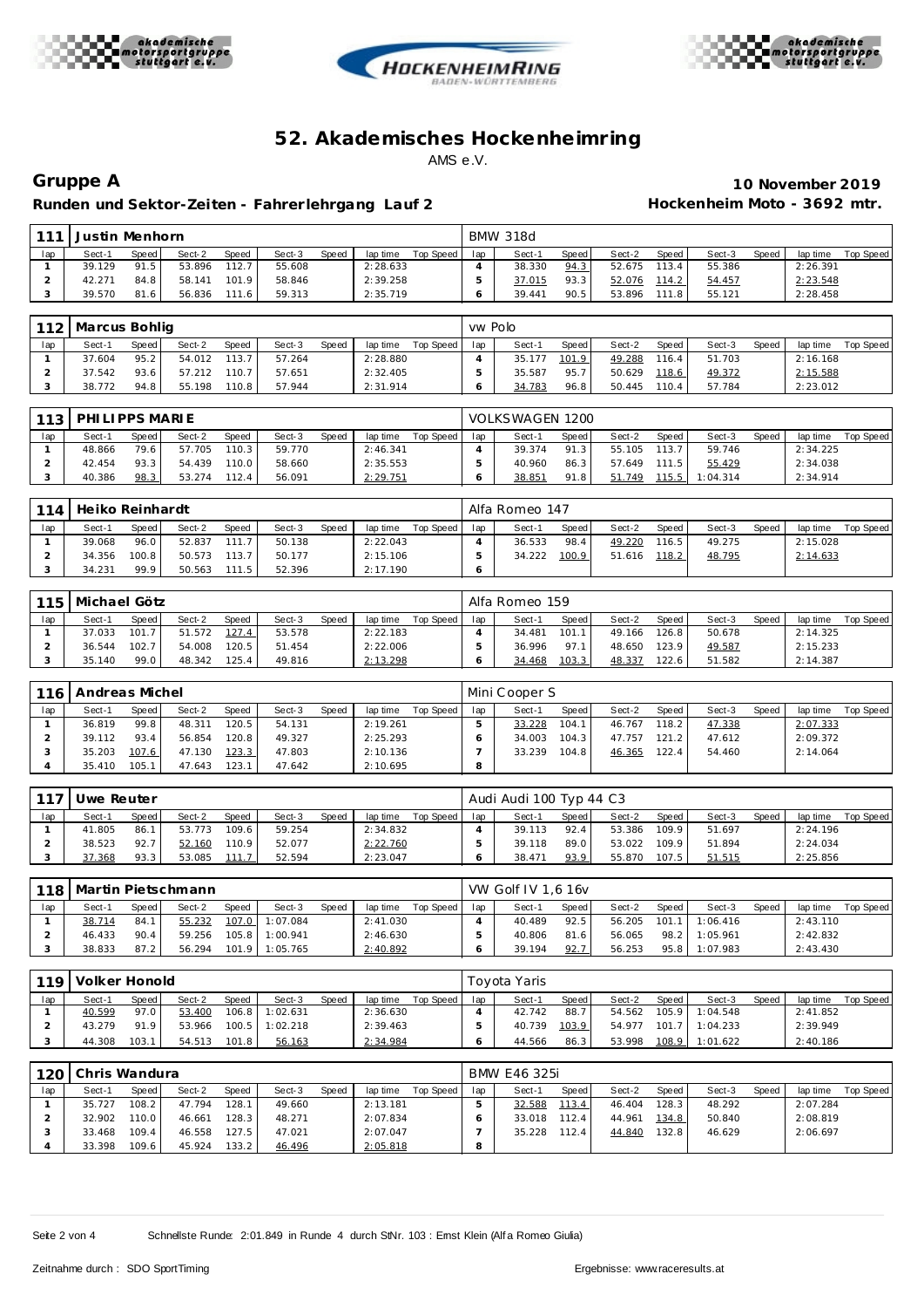# 52. Akademisches Hockenheimring

AMS e.V.

## Gruppe A

**Runden und Sektor-Zeiten - Fahrerlehrgang Lauf 2**

**10 November 2019**

**Hockenheim Moto - 3692 mtr.**

| 111 | Justin Menhorn | | | | | | | | BMW 318d | | | | | | | | |
|---|---|---|---|---|---|---|---|---|---|---|---|---|---|---|---|---|---|
| lap | Sect-1 | Speed | Sect-2 | Speed | Sect-3 | Speed | lap time | Top Speed | lap | Sect-1 | Speed | Sect-2 | Speed | Sect-3 | Speed | lap time | Top Speed |
| 1 | 39.129 | 91.5 | 53.896 | 112.7 | 55.608 | | 2:28.633 | | 4 | 38.330 | 94.3 | 52.675 | 113.4 | 55.386 | | 2:26.391 | |
| 2 | 42.271 | 84.8 | 58.141 | 101.9 | 58.846 | | 2:39.258 | | 5 | 37.015 | 93.3 | 52.076 | 114.2 | 54.457 | | 2:23.548 | |
| 3 | 39.570 | 81.6 | 56.836 | 111.6 | 59.313 | | 2:35.719 | | 6 | 39.441 | 90.5 | 53.896 | 111.8 | 55.121 | | 2:28.458 | |

| 112 | Marcus Bohlig | | | | | | | | VW Polo | | | | | | | | |
|---|---|---|---|---|---|---|---|---|---|---|---|---|---|---|---|---|---|
| lap | Sect-1 | Speed | Sect-2 | Speed | Sect-3 | Speed | lap time | Top Speed | lap | Sect-1 | Speed | Sect-2 | Speed | Sect-3 | Speed | lap time | Top Speed |
| 1 | 37.604 | 95.2 | 54.012 | 113.7 | 57.264 | | 2:28.880 | | 4 | 35.177 | 101.9 | 49.288 | 116.4 | 51.703 | | 2:16.168 | |
| 2 | 37.542 | 93.6 | 57.212 | 110.7 | 57.651 | | 2:32.405 | | 5 | 35.587 | 95.7 | 50.629 | 118.6 | 49.372 | | 2:15.588 | |
| 3 | 38.772 | 94.8 | 55.198 | 110.8 | 57.944 | | 2:31.914 | | 6 | 34.783 | 96.8 | 50.445 | 110.4 | 57.784 | | 2:23.012 | |

| 113 | PHILIPPS MARIE | | | | | | | | VOLKSWAGEN 1200 | | | | | | | | |
|---|---|---|---|---|---|---|---|---|---|---|---|---|---|---|---|---|---|
| lap | Sect-1 | Speed | Sect-2 | Speed | Sect-3 | Speed | lap time | Top Speed | lap | Sect-1 | Speed | Sect-2 | Speed | Sect-3 | Speed | lap time | Top Speed |
| 1 | 48.866 | 79.6 | 57.705 | 110.3 | 59.770 | | 2:46.341 | | 4 | 39.374 | 91.3 | 55.105 | 113.7 | 59.746 | | 2:34.225 | |
| 2 | 42.454 | 93.3 | 54.439 | 110.0 | 58.660 | | 2:35.553 | | 5 | 40.960 | 86.3 | 57.649 | 111.5 | 55.429 | | 2:34.038 | |
| 3 | 40.386 | 98.3 | 53.274 | 112.4 | 56.091 | | 2:29.751 | | 6 | 38.851 | 91.8 | 51.749 | 115.5 | 1:04.314 | | 2:34.914 | |

| 114 | Heiko Reinhardt | | | | | | | | Alfa Romeo 147 | | | | | | | | |
|---|---|---|---|---|---|---|---|---|---|---|---|---|---|---|---|---|---|
| lap | Sect-1 | Speed | Sect-2 | Speed | Sect-3 | Speed | lap time | Top Speed | lap | Sect-1 | Speed | Sect-2 | Speed | Sect-3 | Speed | lap time | Top Speed |
| 1 | 39.068 | 96.0 | 52.837 | 111.7 | 50.138 | | 2:22.043 | | 4 | 36.533 | 98.4 | 49.220 | 116.5 | 49.275 | | 2:15.028 | |
| 2 | 34.356 | 100.8 | 50.573 | 113.7 | 50.177 | | 2:15.106 | | 5 | 34.222 | 100.9 | 51.616 | 118.2 | 48.795 | | 2:14.633 | |
| 3 | 34.231 | 99.9 | 50.563 | 111.5 | 52.396 | | 2:17.190 | | 6 | | | | | | | | |

| 115 | Michael Götz | | | | | | | | Alfa Romeo 159 | | | | | | | | |
|---|---|---|---|---|---|---|---|---|---|---|---|---|---|---|---|---|---|
| lap | Sect-1 | Speed | Sect-2 | Speed | Sect-3 | Speed | lap time | Top Speed | lap | Sect-1 | Speed | Sect-2 | Speed | Sect-3 | Speed | lap time | Top Speed |
| 1 | 37.033 | 101.7 | 51.572 | 127.4 | 53.578 | | 2:22.183 | | 4 | 34.481 | 101.1 | 49.166 | 126.8 | 50.678 | | 2:14.325 | |
| 2 | 36.544 | 102.7 | 54.008 | 120.5 | 51.454 | | 2:22.006 | | 5 | 36.996 | 97.1 | 48.650 | 123.9 | 49.587 | | 2:15.233 | |
| 3 | 35.140 | 99.0 | 48.342 | 125.4 | 49.816 | | 2:13.298 | | 6 | 34.468 | 103.3 | 48.337 | 122.6 | 51.582 | | 2:14.387 | |

| 116 | Andreas Michel | | | | | | | | Mini Cooper S | | | | | | | | |
|---|---|---|---|---|---|---|---|---|---|---|---|---|---|---|---|---|---|
| lap | Sect-1 | Speed | Sect-2 | Speed | Sect-3 | Speed | lap time | Top Speed | lap | Sect-1 | Speed | Sect-2 | Speed | Sect-3 | Speed | lap time | Top Speed |
| 1 | 36.819 | 99.8 | 48.311 | 120.5 | 54.131 | | 2:19.261 | | 5 | 33.228 | 104.1 | 46.767 | 118.2 | 47.338 | | 2:07.333 | |
| 2 | 39.112 | 93.4 | 56.854 | 120.8 | 49.327 | | 2:25.293 | | 6 | 34.003 | 104.3 | 47.757 | 121.2 | 47.612 | | 2:09.372 | |
| 3 | 35.203 | 107.6 | 47.130 | 123.3 | 47.803 | | 2:10.136 | | 7 | 33.239 | 104.8 | 46.365 | 122.4 | 54.460 | | 2:14.064 | |
| 4 | 35.410 | 105.1 | 47.643 | 123.1 | 47.642 | | 2:10.695 | | 8 | | | | | | | | |

| 117 | Uwe Reuter | | | | | | | | Audi Audi 100 Typ 44 C3 | | | | | | | | |
|---|---|---|---|---|---|---|---|---|---|---|---|---|---|---|---|---|---|
| lap | Sect-1 | Speed | Sect-2 | Speed | Sect-3 | Speed | lap time | Top Speed | lap | Sect-1 | Speed | Sect-2 | Speed | Sect-3 | Speed | lap time | Top Speed |
| 1 | 41.805 | 86.1 | 53.773 | 109.6 | 59.254 | | 2:34.832 | | 4 | 39.113 | 92.4 | 53.386 | 109.9 | 51.697 | | 2:24.196 | |
| 2 | 38.523 | 92.7 | 52.160 | 110.9 | 52.077 | | 2:22.760 | | 5 | 39.118 | 89.0 | 53.022 | 109.9 | 51.894 | | 2:24.034 | |
| 3 | 37.368 | 93.3 | 53.085 | 111.7 | 52.594 | | 2:23.047 | | 6 | 38.471 | 93.9 | 55.870 | 107.5 | 51.515 | | 2:25.856 | |

| 118 | Martin Pietschmann | | | | | | | | VW Golf IV 1,6 16v | | | | | | | | |
|---|---|---|---|---|---|---|---|---|---|---|---|---|---|---|---|---|---|
| lap | Sect-1 | Speed | Sect-2 | Speed | Sect-3 | Speed | lap time | Top Speed | lap | Sect-1 | Speed | Sect-2 | Speed | Sect-3 | Speed | lap time | Top Speed |
| 1 | 38.714 | 84.1 | 55.232 | 107.0 | 1:07.084 | | 2:41.030 | | 4 | 40.489 | 92.5 | 56.205 | 101.1 | 1:06.416 | | 2:43.110 | |
| 2 | 46.433 | 90.4 | 59.256 | 105.8 | 1:00.941 | | 2:46.630 | | 5 | 40.806 | 81.6 | 56.065 | 98.2 | 1:05.961 | | 2:42.832 | |
| 3 | 38.833 | 87.2 | 56.294 | 101.9 | 1:05.765 | | 2:40.892 | | 6 | 39.194 | 92.7 | 56.253 | 95.8 | 1:07.983 | | 2:43.430 | |

| 119 | Volker Honold | | | | | | | | Toyota Yaris | | | | | | | | |
|---|---|---|---|---|---|---|---|---|---|---|---|---|---|---|---|---|---|
| lap | Sect-1 | Speed | Sect-2 | Speed | Sect-3 | Speed | lap time | Top Speed | lap | Sect-1 | Speed | Sect-2 | Speed | Sect-3 | Speed | lap time | Top Speed |
| 1 | 40.599 | 97.0 | 53.400 | 106.8 | 1:02.631 | | 2:36.630 | | 4 | 42.742 | 88.7 | 54.562 | 105.9 | 1:04.548 | | 2:41.852 | |
| 2 | 43.279 | 91.9 | 53.966 | 100.5 | 1:02.218 | | 2:39.463 | | 5 | 40.739 | 103.9 | 54.977 | 101.7 | 1:04.233 | | 2:39.949 | |
| 3 | 44.308 | 103.1 | 54.513 | 101.8 | 56.163 | | 2:34.984 | | 6 | 44.566 | 86.3 | 53.998 | 108.9 | 1:01.622 | | 2:40.186 | |

| 120 | Chris Wandura | | | | | | | | BMW E46 325i | | | | | | | | |
|---|---|---|---|---|---|---|---|---|---|---|---|---|---|---|---|---|---|
| lap | Sect-1 | Speed | Sect-2 | Speed | Sect-3 | Speed | lap time | Top Speed | lap | Sect-1 | Speed | Sect-2 | Speed | Sect-3 | Speed | lap time | Top Speed |
| 1 | 35.727 | 108.2 | 47.794 | 128.1 | 49.660 | | 2:13.181 | | 5 | 32.588 | 113.4 | 46.404 | 128.3 | 48.292 | | 2:07.284 | |
| 2 | 32.902 | 110.0 | 46.661 | 128.3 | 48.271 | | 2:07.834 | | 6 | 33.018 | 112.4 | 44.961 | 134.8 | 50.840 | | 2:08.819 | |
| 3 | 33.468 | 109.4 | 46.558 | 127.5 | 47.021 | | 2:07.047 | | 7 | 35.228 | 112.4 | 44.840 | 132.8 | 46.629 | | 2:06.697 | |
| 4 | 33.398 | 109.6 | 45.924 | 133.2 | 46.496 | | 2:05.818 | | 8 | | | | | | | | |

Schnellste Runde: 2:01.849 in Runde 4 durch StNr. 103 : Ernst Klein (Alfa Romeo Giulia)

Zeitnahme durch : SDO SportTiming

Ergebnisse: www.raceresults.at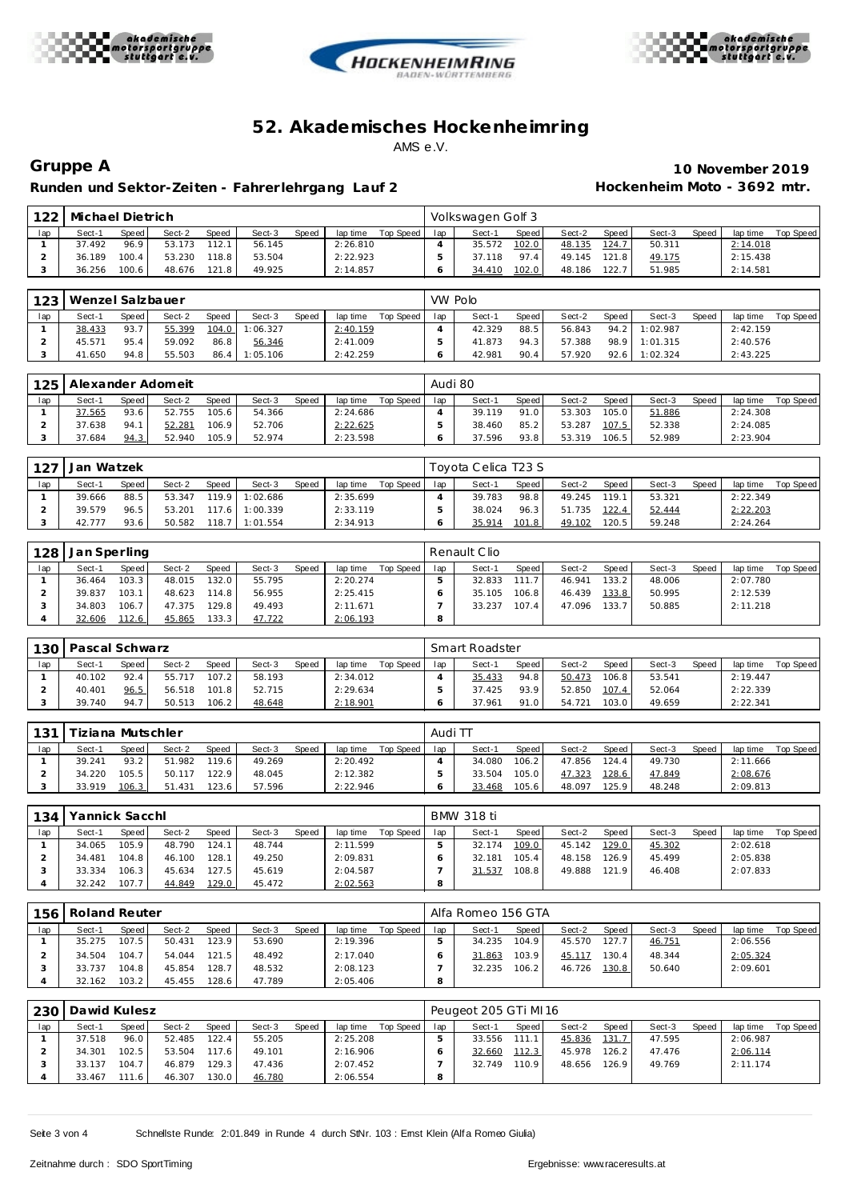# 52. Akademisches Hockenheimring

AMS e.V.

## Gruppe A

**Runden und Sektor-Zeiten - Fahrerlehrgang Lauf 2**

**10 November 2019**

**Hockenheim Moto - 3692 mtr.**

| 122 | Michael Dietrich | | | | | | | | Volkswagen Golf 3 | | | | | | | | |
|---|---|---|---|---|---|---|---|---|---|---|---|---|---|---|---|---|---|
| lap | Sect-1 | Speed | Sect-2 | Speed | Sect-3 | Speed | lap time | Top Speed | lap | Sect-1 | Speed | Sect-2 | Speed | Sect-3 | Speed | lap time | Top Speed |
| 1 | 37.492 | 96.9 | 53.173 | 112.1 | 56.145 | | 2:26.810 | | 4 | 35.572 | 102.0 | 48.135 | 124.7 | 50.311 | | 2:14.018 | |
| 2 | 36.189 | 100.4 | 53.230 | 118.8 | 53.504 | | 2:22.923 | | 5 | 37.118 | 97.4 | 49.145 | 121.8 | 49.175 | | 2:15.438 | |
| 3 | 36.256 | 100.6 | 48.676 | 121.8 | 49.925 | | 2:14.857 | | 6 | 34.410 | 102.0 | 48.186 | 122.7 | 51.985 | | 2:14.581 | |

| 123 | Wenzel Salzbauer | | | | | | | | VW Polo | | | | | | | | |
|---|---|---|---|---|---|---|---|---|---|---|---|---|---|---|---|---|---|
| lap | Sect-1 | Speed | Sect-2 | Speed | Sect-3 | Speed | lap time | Top Speed | lap | Sect-1 | Speed | Sect-2 | Speed | Sect-3 | Speed | lap time | Top Speed |
| 1 | 38.433 | 93.7 | 55.399 | 104.0 | 1:06.327 | | 2:40.159 | | 4 | 42.329 | 88.5 | 56.843 | 94.2 | 1:02.987 | | 2:42.159 | |
| 2 | 45.571 | 95.4 | 59.092 | 86.8 | 56.346 | | 2:41.009 | | 5 | 41.873 | 94.3 | 57.388 | 98.9 | 1:01.315 | | 2:40.576 | |
| 3 | 41.650 | 94.8 | 55.503 | 86.4 | 1:05.106 | | 2:42.259 | | 6 | 42.981 | 90.4 | 57.920 | 92.6 | 1:02.324 | | 2:43.225 | |

| 125 | Alexander Adomeit | | | | | | | | Audi 80 | | | | | | | | |
|---|---|---|---|---|---|---|---|---|---|---|---|---|---|---|---|---|---|
| lap | Sect-1 | Speed | Sect-2 | Speed | Sect-3 | Speed | lap time | Top Speed | lap | Sect-1 | Speed | Sect-2 | Speed | Sect-3 | Speed | lap time | Top Speed |
| 1 | 37.565 | 93.6 | 52.755 | 105.6 | 54.366 | | 2:24.686 | | 4 | 39.119 | 91.0 | 53.303 | 105.0 | 51.886 | | 2:24.308 | |
| 2 | 37.638 | 94.1 | 52.281 | 106.9 | 52.706 | | 2:22.625 | | 5 | 38.460 | 85.2 | 53.287 | 107.5 | 52.338 | | 2:24.085 | |
| 3 | 37.684 | 94.3 | 52.940 | 105.9 | 52.974 | | 2:23.598 | | 6 | 37.596 | 93.8 | 53.319 | 106.5 | 52.989 | | 2:23.904 | |

| 127 | Jan Watzek | | | | | | | | Toyota Celica T23 S | | | | | | | | |
|---|---|---|---|---|---|---|---|---|---|---|---|---|---|---|---|---|---|
| lap | Sect-1 | Speed | Sect-2 | Speed | Sect-3 | Speed | lap time | Top Speed | lap | Sect-1 | Speed | Sect-2 | Speed | Sect-3 | Speed | lap time | Top Speed |
| 1 | 39.666 | 88.5 | 53.347 | 119.9 | 1:02.686 | | 2:35.699 | | 4 | 39.783 | 98.8 | 49.245 | 119.1 | 53.321 | | 2:22.349 | |
| 2 | 39.579 | 96.5 | 53.201 | 117.6 | 1:00.339 | | 2:33.119 | | 5 | 38.024 | 96.3 | 51.735 | 122.4 | 52.444 | | 2:22.203 | |
| 3 | 42.777 | 93.6 | 50.582 | 118.7 | 1:01.554 | | 2:34.913 | | 6 | 35.914 | 101.8 | 49.102 | 120.5 | 59.248 | | 2:24.264 | |

| 128 | Jan Sperling | | | | | | | | Renault Clio | | | | | | | | |
|---|---|---|---|---|---|---|---|---|---|---|---|---|---|---|---|---|---|
| lap | Sect-1 | Speed | Sect-2 | Speed | Sect-3 | Speed | lap time | Top Speed | lap | Sect-1 | Speed | Sect-2 | Speed | Sect-3 | Speed | lap time | Top Speed |
| 1 | 36.464 | 103.3 | 48.015 | 132.0 | 55.795 | | 2:20.274 | | 5 | 32.833 | 111.7 | 46.941 | 133.2 | 48.006 | | 2:07.780 | |
| 2 | 39.837 | 103.1 | 48.623 | 114.8 | 56.955 | | 2:25.415 | | 6 | 35.105 | 106.8 | 46.439 | 133.8 | 50.995 | | 2:12.539 | |
| 3 | 34.803 | 106.7 | 47.375 | 129.8 | 49.493 | | 2:11.671 | | 7 | 33.237 | 107.4 | 47.096 | 133.7 | 50.885 | | 2:11.218 | |
| 4 | 32.606 | 112.6 | 45.865 | 133.3 | 47.722 | | 2:06.193 | | 8 | | | | | | | | |

| 130 | Pascal Schwarz | | | | | | | | Smart Roadster | | | | | | | | |
|---|---|---|---|---|---|---|---|---|---|---|---|---|---|---|---|---|---|
| lap | Sect-1 | Speed | Sect-2 | Speed | Sect-3 | Speed | lap time | Top Speed | lap | Sect-1 | Speed | Sect-2 | Speed | Sect-3 | Speed | lap time | Top Speed |
| 1 | 40.102 | 92.4 | 55.717 | 107.2 | 58.193 | | 2:34.012 | | 4 | 35.433 | 94.8 | 50.473 | 106.8 | 53.541 | | 2:19.447 | |
| 2 | 40.401 | 96.5 | 56.518 | 101.8 | 52.715 | | 2:29.634 | | 5 | 37.425 | 93.9 | 52.850 | 107.4 | 52.064 | | 2:22.339 | |
| 3 | 39.740 | 94.7 | 50.513 | 106.2 | 48.648 | | 2:18.901 | | 6 | 37.961 | 91.0 | 54.721 | 103.0 | 49.659 | | 2:22.341 | |

| 131 | Tiziana Mutschler | | | | | | | | Audi TT | | | | | | | | |
|---|---|---|---|---|---|---|---|---|---|---|---|---|---|---|---|---|---|
| lap | Sect-1 | Speed | Sect-2 | Speed | Sect-3 | Speed | lap time | Top Speed | lap | Sect-1 | Speed | Sect-2 | Speed | Sect-3 | Speed | lap time | Top Speed |
| 1 | 39.241 | 93.2 | 51.982 | 119.6 | 49.269 | | 2:20.492 | | 4 | 34.080 | 106.2 | 47.856 | 124.4 | 49.730 | | 2:11.666 | |
| 2 | 34.220 | 105.5 | 50.117 | 122.9 | 48.045 | | 2:12.382 | | 5 | 33.504 | 105.0 | 47.323 | 128.6 | 47.849 | | 2:08.676 | |
| 3 | 33.919 | 106.3 | 51.431 | 123.6 | 57.596 | | 2:22.946 | | 6 | 33.468 | 105.6 | 48.097 | 125.9 | 48.248 | | 2:09.813 | |

| 134 | Yannick Sacchi | | | | | | | | BMW 318 ti | | | | | | | | |
|---|---|---|---|---|---|---|---|---|---|---|---|---|---|---|---|---|---|
| lap | Sect-1 | Speed | Sect-2 | Speed | Sect-3 | Speed | lap time | Top Speed | lap | Sect-1 | Speed | Sect-2 | Speed | Sect-3 | Speed | lap time | Top Speed |
| 1 | 34.065 | 105.9 | 48.790 | 124.1 | 48.744 | | 2:11.599 | | 5 | 32.174 | 109.0 | 45.142 | 129.0 | 45.302 | | 2:02.618 | |
| 2 | 34.481 | 104.8 | 46.100 | 128.1 | 49.250 | | 2:09.831 | | 6 | 32.181 | 105.4 | 48.158 | 126.9 | 45.499 | | 2:05.838 | |
| 3 | 33.334 | 106.3 | 45.634 | 127.5 | 45.619 | | 2:04.587 | | 7 | 31.537 | 108.8 | 49.888 | 121.9 | 46.408 | | 2:07.833 | |
| 4 | 32.242 | 107.7 | 44.849 | 129.0 | 45.472 | | 2:02.563 | | 8 | | | | | | | | |

| 156 | Roland Reuter | | | | | | | | Alfa Romeo 156 GTA | | | | | | | | |
|---|---|---|---|---|---|---|---|---|---|---|---|---|---|---|---|---|---|
| lap | Sect-1 | Speed | Sect-2 | Speed | Sect-3 | Speed | lap time | Top Speed | lap | Sect-1 | Speed | Sect-2 | Speed | Sect-3 | Speed | lap time | Top Speed |
| 1 | 35.275 | 107.5 | 50.431 | 123.9 | 53.690 | | 2:19.396 | | 5 | 34.235 | 104.9 | 45.570 | 127.7 | 46.751 | | 2:06.556 | |
| 2 | 34.504 | 104.7 | 54.044 | 121.5 | 48.492 | | 2:17.040 | | 6 | 31.863 | 103.9 | 45.117 | 130.4 | 48.344 | | 2:05.324 | |
| 3 | 33.737 | 104.8 | 45.854 | 128.7 | 48.532 | | 2:08.123 | | 7 | 32.235 | 106.2 | 46.726 | 130.8 | 50.640 | | 2:09.601 | |
| 4 | 32.162 | 103.2 | 45.455 | 128.6 | 47.789 | | 2:05.406 | | 8 | | | | | | | | |

| 230 | Dawid Kulesz | | | | | | | | Peugeot 205 GTi MI16 | | | | | | | | |
|---|---|---|---|---|---|---|---|---|---|---|---|---|---|---|---|---|---|
| lap | Sect-1 | Speed | Sect-2 | Speed | Sect-3 | Speed | lap time | Top Speed | lap | Sect-1 | Speed | Sect-2 | Speed | Sect-3 | Speed | lap time | Top Speed |
| 1 | 37.518 | 96.0 | 52.485 | 122.4 | 55.205 | | 2:25.208 | | 5 | 33.556 | 111.1 | 45.836 | 131.7 | 47.595 | | 2:06.987 | |
| 2 | 34.301 | 102.5 | 53.504 | 117.6 | 49.101 | | 2:16.906 | | 6 | 32.660 | 112.3 | 45.978 | 126.2 | 47.476 | | 2:06.114 | |
| 3 | 33.137 | 104.7 | 46.879 | 129.3 | 47.436 | | 2:07.452 | | 7 | 32.749 | 110.9 | 48.656 | 126.9 | 49.769 | | 2:11.174 | |
| 4 | 33.467 | 111.6 | 46.307 | 130.0 | 46.780 | | 2:06.554 | | 8 | | | | | | | | |

Schnellste Runde: 2:01.849 in Runde 4 durch StNr. 103 : Ernst Klein (Alfa Romeo Giulia)

Zeitnahme durch : SDO SportTiming

Ergebnisse: www.raceresults.at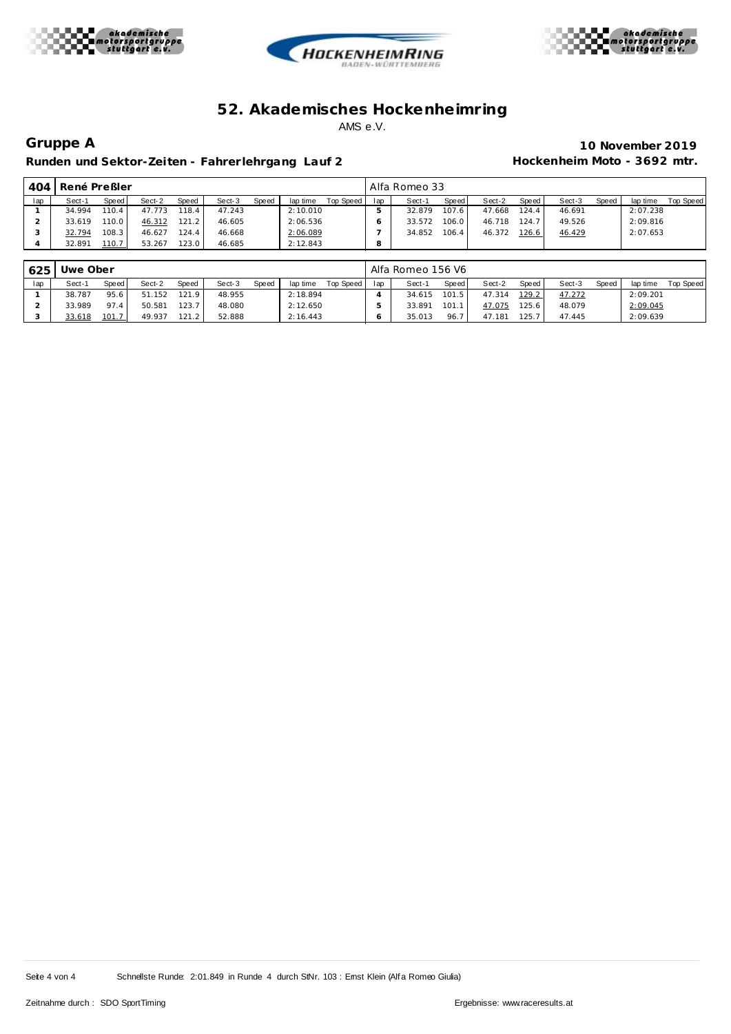# 52. Akademisches Hockenheimring

AMS e.V.

**Gruppe A** **10 November 2019**

**Runden und Sektor-Zeiten - Fahrerlehrgang Lauf 2** **Hockenheim Moto - 3692 mtr.**

| **404** | **René Preßler** | | | | | | | | | Alfa Romeo 33 | | | | | | | | | |
|---|---|---|---|---|---|---|---|---|---|---|---|---|---|---|---|---|---|---|---|
| lap | Sect-1 | Speed | Sect-2 | Speed | Sect-3 | Speed | lap time | Top Speed | lap | Sect-1 | Speed | Sect-2 | Speed | Sect-3 | Speed | lap time | Top Speed |
| **1** | 34.994 | 110.4 | 47.773 | 118.4 | 47.243 | | 2:10.010 | | **5** | 32.879 | 107.6 | 47.668 | 124.4 | 46.691 | | 2:07.238 | |
| **2** | 33.619 | 110.0 | 46.312 | 121.2 | 46.605 | | 2:06.536 | | **6** | 33.572 | 106.0 | 46.718 | 124.7 | 49.526 | | 2:09.816 | |
| **3** | 32.794 | 108.3 | 46.627 | 124.4 | 46.668 | | 2:06.089 | | **7** | 34.852 | 106.4 | 46.372 | 126.6 | 46.429 | | 2:07.653 | |
| **4** | 32.891 | 110.7 | 53.267 | 123.0 | 46.685 | | 2:12.843 | | **8** | | | | | | | | |

| **625** | **Uwe Ober** | | | | | | | | | Alfa Romeo 156 V6 | | | | | | | | | |
|---|---|---|---|---|---|---|---|---|---|---|---|---|---|---|---|---|---|---|---|
| lap | Sect-1 | Speed | Sect-2 | Speed | Sect-3 | Speed | lap time | Top Speed | lap | Sect-1 | Speed | Sect-2 | Speed | Sect-3 | Speed | lap time | Top Speed |
| **1** | 38.787 | 95.6 | 51.152 | 121.9 | 48.955 | | 2:18.894 | | **4** | 34.615 | 101.5 | 47.314 | 129.2 | 47.272 | | 2:09.201 | |
| **2** | 33.989 | 97.4 | 50.581 | 123.7 | 48.080 | | 2:12.650 | | **5** | 33.891 | 101.1 | 47.075 | 125.6 | 48.079 | | 2:09.045 | |
| **3** | 33.618 | 101.7 | 49.937 | 121.2 | 52.888 | | 2:16.443 | | **6** | 35.013 | 96.7 | 47.181 | 125.7 | 47.445 | | 2:09.639 | |

Schnellste Runde: 2:01.849 in Runde 4 durch StNr. 103 : Ernst Klein (Alfa Romeo Giulia)

Zeitnahme durch : SDO SportTiming

Ergebnisse: www.raceresults.at